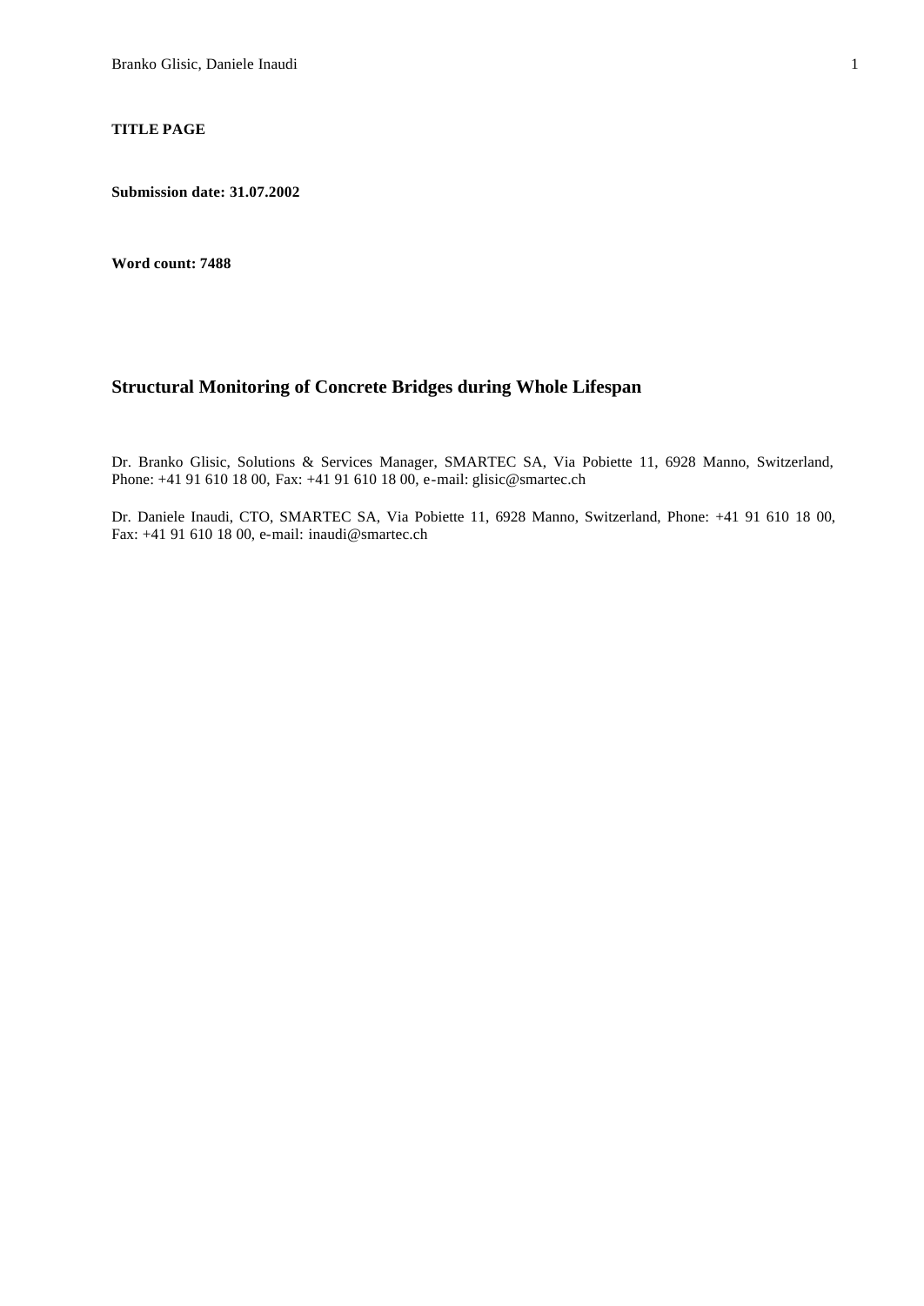**TITLE PAGE**

**Submission date: 31.07.2002**

**Word count: 7488**

# Structural Monitoring of Concrete Bridges during Whole Lifespan

Dr. Branko Glisic, Solutions & Services Manager, SMARTEC SA, Via Pobiette 11, 6928 Manno, Switzerland, Phone: +41 91 610 18 00, Fax: +41 91 610 18 00, e-mail: glisic@smartec.ch

Dr. Daniele Inaudi, CTO, SMARTEC SA, Via Pobiette 11, 6928 Manno, Switzerland, Phone: +41 91 610 18 00, Fax: +41 91 610 18 00, e-mail: inaudi@smartec.ch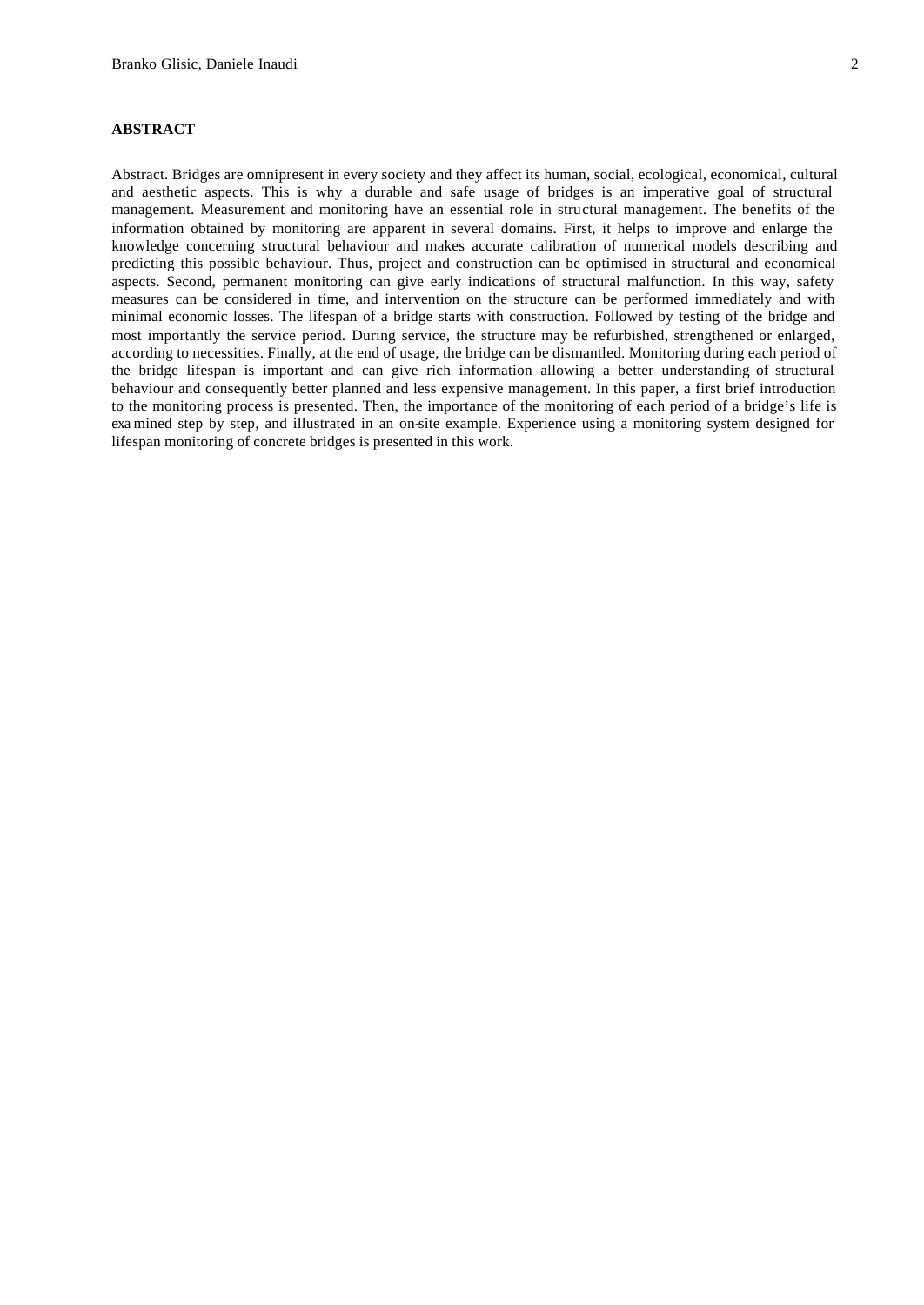## ABSTRACT

Abstract. Bridges are omnipresent in every society and they affect its human, social, ecological, economical, cultural and aesthetic aspects. This is why a durable and safe usage of bridges is an imperative goal of structural management. Measurement and monitoring have an essential role in structural management. The benefits of the information obtained by monitoring are apparent in several domains. First, it helps to improve and enlarge the knowledge concerning structural behaviour and makes accurate calibration of numerical models describing and predicting this possible behaviour. Thus, project and construction can be optimised in structural and economical aspects. Second, permanent monitoring can give early indications of structural malfunction. In this way, safety measures can be considered in time, and intervention on the structure can be performed immediately and with minimal economic losses. The lifespan of a bridge starts with construction. Followed by testing of the bridge and most importantly the service period. During service, the structure may be refurbished, strengthened or enlarged, according to necessities. Finally, at the end of usage, the bridge can be dismantled. Monitoring during each period of the bridge lifespan is important and can give rich information allowing a better understanding of structural behaviour and consequently better planned and less expensive management. In this paper, a first brief introduction to the monitoring process is presented. Then, the importance of the monitoring of each period of a bridge's life is examined step by step, and illustrated in an on-site example. Experience using a monitoring system designed for lifespan monitoring of concrete bridges is presented in this work.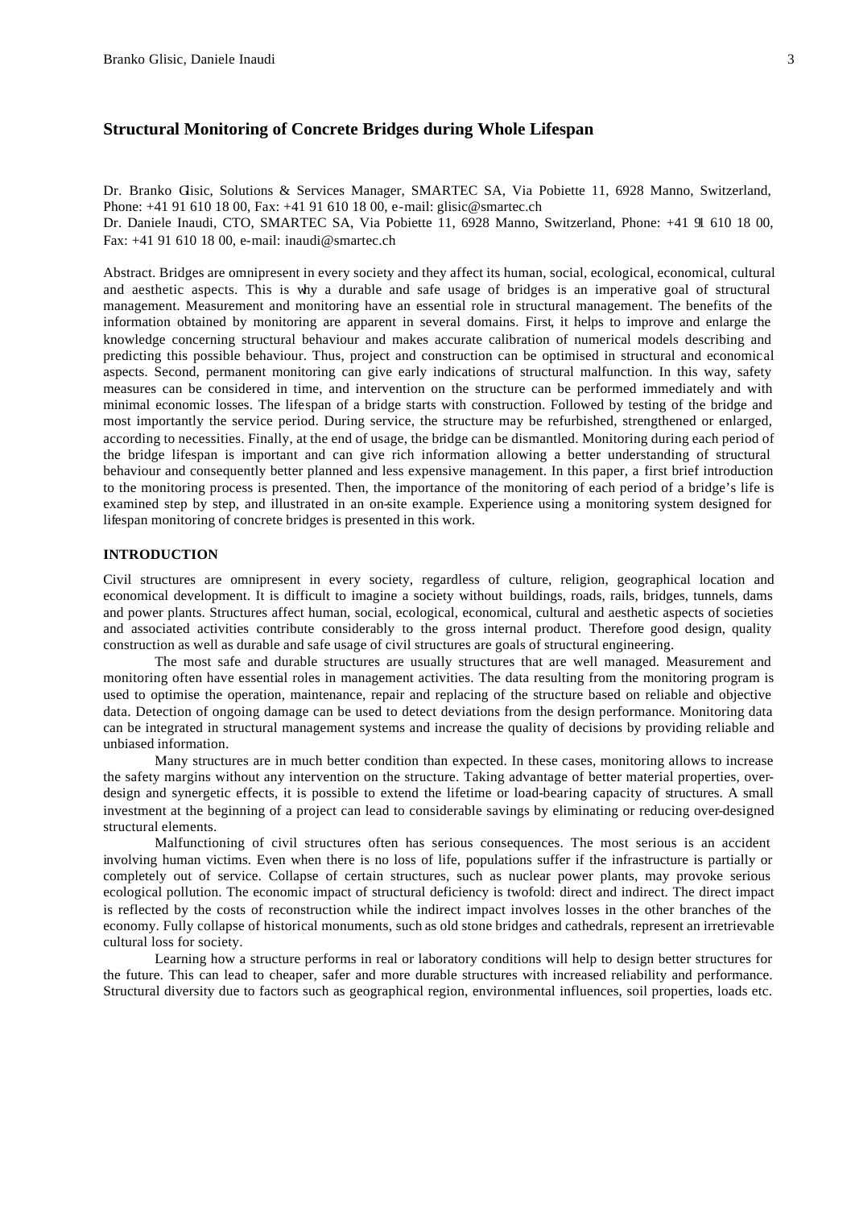# Structural Monitoring of Concrete Bridges during Whole Lifespan

Dr. Branko Glisic, Solutions & Services Manager, SMARTEC SA, Via Pobiette 11, 6928 Manno, Switzerland, Phone: +41 91 610 18 00, Fax: +41 91 610 18 00, e-mail: glisic@smartec.ch
Dr. Daniele Inaudi, CTO, SMARTEC SA, Via Pobiette 11, 6928 Manno, Switzerland, Phone: +41 91 610 18 00, Fax: +41 91 610 18 00, e-mail: inaudi@smartec.ch

Abstract. Bridges are omnipresent in every society and they affect its human, social, ecological, economical, cultural and aesthetic aspects. This is why a durable and safe usage of bridges is an imperative goal of structural management. Measurement and monitoring have an essential role in structural management. The benefits of the information obtained by monitoring are apparent in several domains. First, it helps to improve and enlarge the knowledge concerning structural behaviour and makes accurate calibration of numerical models describing and predicting this possible behaviour. Thus, project and construction can be optimised in structural and economical aspects. Second, permanent monitoring can give early indications of structural malfunction. In this way, safety measures can be considered in time, and intervention on the structure can be performed immediately and with minimal economic losses. The lifespan of a bridge starts with construction. Followed by testing of the bridge and most importantly the service period. During service, the structure may be refurbished, strengthened or enlarged, according to necessities. Finally, at the end of usage, the bridge can be dismantled. Monitoring during each period of the bridge lifespan is important and can give rich information allowing a better understanding of structural behaviour and consequently better planned and less expensive management. In this paper, a first brief introduction to the monitoring process is presented. Then, the importance of the monitoring of each period of a bridge's life is examined step by step, and illustrated in an on-site example. Experience using a monitoring system designed for lifespan monitoring of concrete bridges is presented in this work.

## INTRODUCTION

Civil structures are omnipresent in every society, regardless of culture, religion, geographical location and economical development. It is difficult to imagine a society without buildings, roads, rails, bridges, tunnels, dams and power plants. Structures affect human, social, ecological, economical, cultural and aesthetic aspects of societies and associated activities contribute considerably to the gross internal product. Therefore good design, quality construction as well as durable and safe usage of civil structures are goals of structural engineering.

The most safe and durable structures are usually structures that are well managed. Measurement and monitoring often have essential roles in management activities. The data resulting from the monitoring program is used to optimise the operation, maintenance, repair and replacing of the structure based on reliable and objective data. Detection of ongoing damage can be used to detect deviations from the design performance. Monitoring data can be integrated in structural management systems and increase the quality of decisions by providing reliable and unbiased information.

Many structures are in much better condition than expected. In these cases, monitoring allows to increase the safety margins without any intervention on the structure. Taking advantage of better material properties, over-design and synergetic effects, it is possible to extend the lifetime or load-bearing capacity of structures. A small investment at the beginning of a project can lead to considerable savings by eliminating or reducing over-designed structural elements.

Malfunctioning of civil structures often has serious consequences. The most serious is an accident involving human victims. Even when there is no loss of life, populations suffer if the infrastructure is partially or completely out of service. Collapse of certain structures, such as nuclear power plants, may provoke serious ecological pollution. The economic impact of structural deficiency is twofold: direct and indirect. The direct impact is reflected by the costs of reconstruction while the indirect impact involves losses in the other branches of the economy. Fully collapse of historical monuments, such as old stone bridges and cathedrals, represent an irretrievable cultural loss for society.

Learning how a structure performs in real or laboratory conditions will help to design better structures for the future. This can lead to cheaper, safer and more durable structures with increased reliability and performance. Structural diversity due to factors such as geographical region, environmental influences, soil properties, loads etc.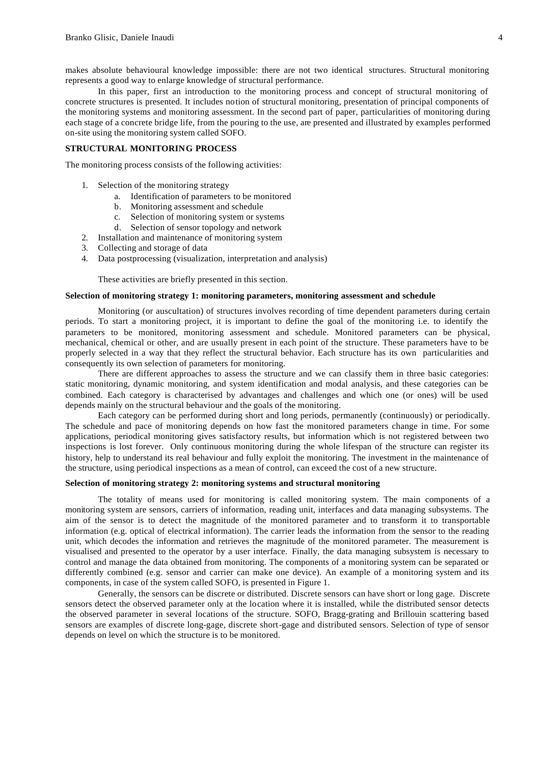makes absolute behavioural knowledge impossible: there are not two identical structures. Structural monitoring represents a good way to enlarge knowledge of structural performance.

In this paper, first an introduction to the monitoring process and concept of structural monitoring of concrete structures is presented. It includes notion of structural monitoring, presentation of principal components of the monitoring systems and monitoring assessment. In the second part of paper, particularities of monitoring during each stage of a concrete bridge life, from the pouring to the use, are presented and illustrated by examples performed on-site using the monitoring system called SOFO.

## STRUCTURAL MONITORING PROCESS

The monitoring process consists of the following activities:

1. Selection of the monitoring strategy
   a. Identification of parameters to be monitored
   b. Monitoring assessment and schedule
   c. Selection of monitoring system or systems
   d. Selection of sensor topology and network
2. Installation and maintenance of monitoring system
3. Collecting and storage of data
4. Data postprocessing (visualization, interpretation and analysis)

These activities are briefly presented in this section.

### Selection of monitoring strategy 1: monitoring parameters, monitoring assessment and schedule

Monitoring (or auscultation) of structures involves recording of time dependent parameters during certain periods. To start a monitoring project, it is important to define the goal of the monitoring i.e. to identify the parameters to be monitored, monitoring assessment and schedule. Monitored parameters can be physical, mechanical, chemical or other, and are usually present in each point of the structure. These parameters have to be properly selected in a way that they reflect the structural behavior. Each structure has its own particularities and consequently its own selection of parameters for monitoring.

There are different approaches to assess the structure and we can classify them in three basic categories: static monitoring, dynamic monitoring, and system identification and modal analysis, and these categories can be combined. Each category is characterised by advantages and challenges and which one (or ones) will be used depends mainly on the structural behaviour and the goals of the monitoring.

Each category can be performed during short and long periods, permanently (continuously) or periodically. The schedule and pace of monitoring depends on how fast the monitored parameters change in time. For some applications, periodical monitoring gives satisfactory results, but information which is not registered between two inspections is lost forever. Only continuous monitoring during the whole lifespan of the structure can register its history, help to understand its real behaviour and fully exploit the monitoring. The investment in the maintenance of the structure, using periodical inspections as a mean of control, can exceed the cost of a new structure.

### Selection of monitoring strategy 2: monitoring systems and structural monitoring

The totality of means used for monitoring is called monitoring system. The main components of a monitoring system are sensors, carriers of information, reading unit, interfaces and data managing subsystems. The aim of the sensor is to detect the magnitude of the monitored parameter and to transform it to transportable information (e.g. optical of electrical information). The carrier leads the information from the sensor to the reading unit, which decodes the information and retrieves the magnitude of the monitored parameter. The measurement is visualised and presented to the operator by a user interface. Finally, the data managing subsystem is necessary to control and manage the data obtained from monitoring. The components of a monitoring system can be separated or differently combined (e.g. sensor and carrier can make one device). An example of a monitoring system and its components, in case of the system called SOFO, is presented in Figure 1.

Generally, the sensors can be discrete or distributed. Discrete sensors can have short or long gage. Discrete sensors detect the observed parameter only at the location where it is installed, while the distributed sensor detects the observed parameter in several locations of the structure. SOFO, Bragg-grating and Brillouin scattering based sensors are examples of discrete long-gage, discrete short-gage and distributed sensors. Selection of type of sensor depends on level on which the structure is to be monitored.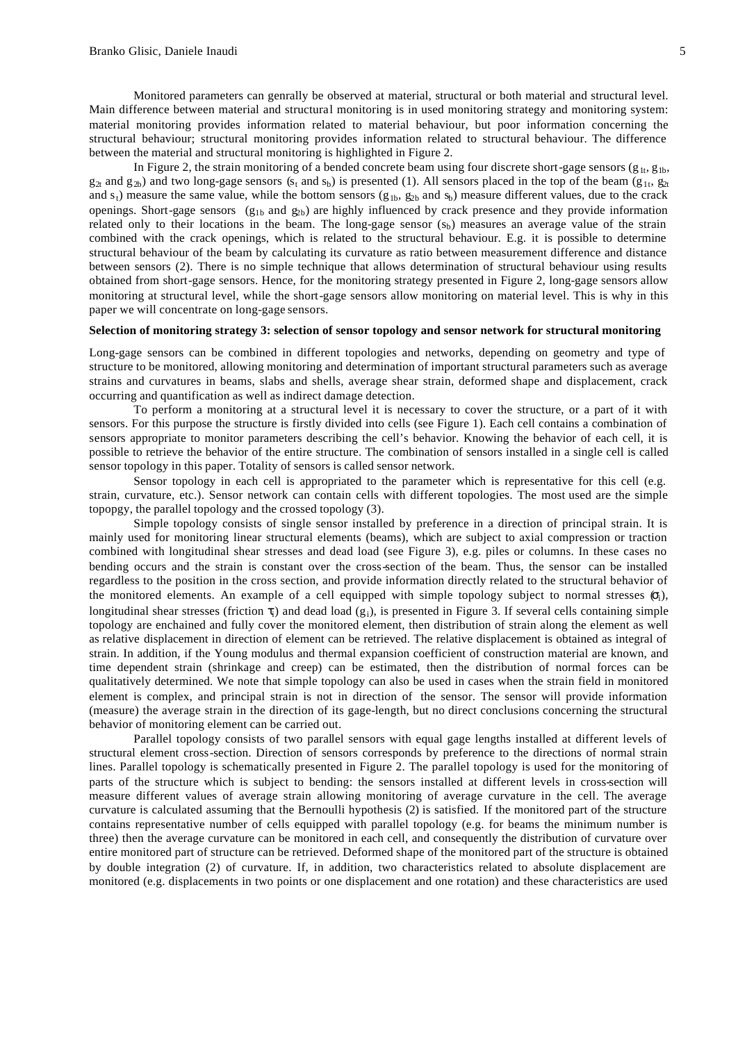Monitored parameters can genrally be observed at material, structural or both material and structural level. Main difference between material and structural monitoring is in used monitoring strategy and monitoring system: material monitoring provides information related to material behaviour, but poor information concerning the structural behaviour; structural monitoring provides information related to structural behaviour. The difference between the material and structural monitoring is highlighted in Figure 2.

In Figure 2, the strain monitoring of a bended concrete beam using four discrete short-gage sensors ($g_{1t}$, $g_{1b}$, $g_{2t}$ and $g_{2b}$) and two long-gage sensors ($s_t$ and $s_b$) is presented (1). All sensors placed in the top of the beam ($g_{1t}$, $g_{2t}$ and $s_t$) measure the same value, while the bottom sensors ($g_{1b}$, $g_{2b}$ and $s_b$) measure different values, due to the crack openings. Short-gage sensors ($g_{1b}$ and $g_{2b}$) are highly influenced by crack presence and they provide information related only to their locations in the beam. The long-gage sensor ($s_b$) measures an average value of the strain combined with the crack openings, which is related to the structural behaviour. E.g. it is possible to determine structural behaviour of the beam by calculating its curvature as ratio between measurement difference and distance between sensors (2). There is no simple technique that allows determination of structural behaviour using results obtained from short-gage sensors. Hence, for the monitoring strategy presented in Figure 2, long-gage sensors allow monitoring at structural level, while the short-gage sensors allow monitoring on material level. This is why in this paper we will concentrate on long-gage sensors.

**Selection of monitoring strategy 3: selection of sensor topology and sensor network for structural monitoring**

Long-gage sensors can be combined in different topologies and networks, depending on geometry and type of structure to be monitored, allowing monitoring and determination of important structural parameters such as average strains and curvatures in beams, slabs and shells, average shear strain, deformed shape and displacement, crack occurring and quantification as well as indirect damage detection.

To perform a monitoring at a structural level it is necessary to cover the structure, or a part of it with sensors. For this purpose the structure is firstly divided into cells (see Figure 1). Each cell contains a combination of sensors appropriate to monitor parameters describing the cell's behavior. Knowing the behavior of each cell, it is possible to retrieve the behavior of the entire structure. The combination of sensors installed in a single cell is called sensor topology in this paper. Totality of sensors is called sensor network.

Sensor topology in each cell is appropriated to the parameter which is representative for this cell (e.g. strain, curvature, etc.). Sensor network can contain cells with different topologies. The most used are the simple topopgy, the parallel topology and the crossed topology (3).

Simple topology consists of single sensor installed by preference in a direction of principal strain. It is mainly used for monitoring linear structural elements (beams), which are subject to axial compression or traction combined with longitudinal shear stresses and dead load (see Figure 3), e.g. piles or columns. In these cases no bending occurs and the strain is constant over the cross-section of the beam. Thus, the sensor can be installed regardless to the position in the cross section, and provide information directly related to the structural behavior of the monitored elements. An example of a cell equipped with simple topology subject to normal stresses ($\sigma_i$), longitudinal shear stresses (friction $\tau_i$) and dead load ($g_i$), is presented in Figure 3. If several cells containing simple topology are enchained and fully cover the monitored element, then distribution of strain along the element as well as relative displacement in direction of element can be retrieved. The relative displacement is obtained as integral of strain. In addition, if the Young modulus and thermal expansion coefficient of construction material are known, and time dependent strain (shrinkage and creep) can be estimated, then the distribution of normal forces can be qualitatively determined. We note that simple topology can also be used in cases when the strain field in monitored element is complex, and principal strain is not in direction of the sensor. The sensor will provide information (measure) the average strain in the direction of its gage-length, but no direct conclusions concerning the structural behavior of monitoring element can be carried out.

Parallel topology consists of two parallel sensors with equal gage lengths installed at different levels of structural element cross-section. Direction of sensors corresponds by preference to the directions of normal strain lines. Parallel topology is schematically presented in Figure 2. The parallel topology is used for the monitoring of parts of the structure which is subject to bending: the sensors installed at different levels in cross-section will measure different values of average strain allowing monitoring of average curvature in the cell. The average curvature is calculated assuming that the Bernoulli hypothesis (2) is satisfied. If the monitored part of the structure contains representative number of cells equipped with parallel topology (e.g. for beams the minimum number is three) then the average curvature can be monitored in each cell, and consequently the distribution of curvature over entire monitored part of structure can be retrieved. Deformed shape of the monitored part of the structure is obtained by double integration (2) of curvature. If, in addition, two characteristics related to absolute displacement are monitored (e.g. displacements in two points or one displacement and one rotation) and these characteristics are used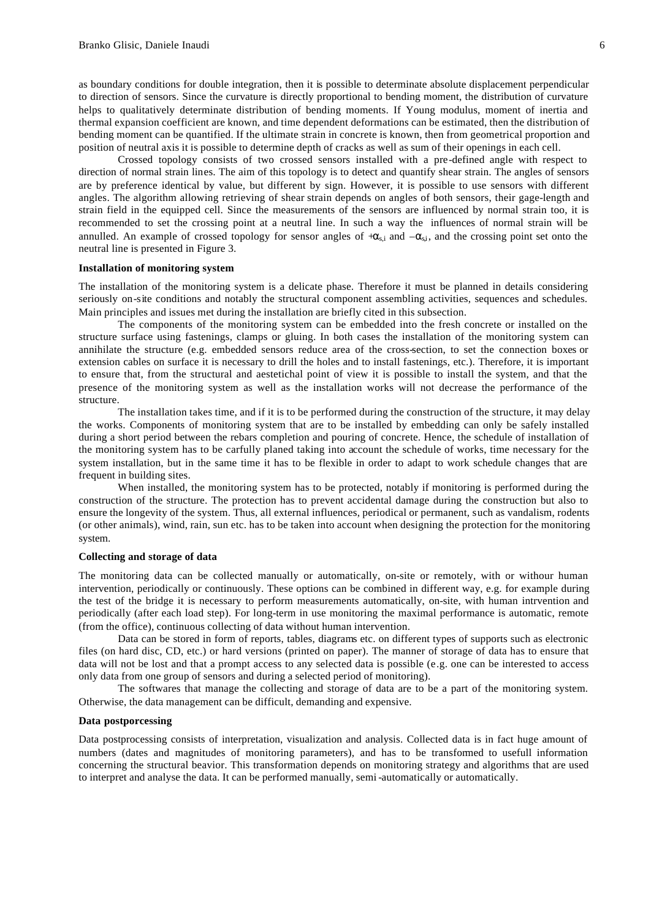as boundary conditions for double integration, then it is possible to determinate absolute displacement perpendicular to direction of sensors. Since the curvature is directly proportional to bending moment, the distribution of curvature helps to qualitatively determinate distribution of bending moments. If Young modulus, moment of inertia and thermal expansion coefficient are known, and time dependent deformations can be estimated, then the distribution of bending moment can be quantified. If the ultimate strain in concrete is known, then from geometrical proportion and position of neutral axis it is possible to determine depth of cracks as well as sum of their openings in each cell.

Crossed topology consists of two crossed sensors installed with a pre-defined angle with respect to direction of normal strain lines. The aim of this topology is to detect and quantify shear strain. The angles of sensors are by preference identical by value, but different by sign. However, it is possible to use sensors with different angles. The algorithm allowing retrieving of shear strain depends on angles of both sensors, their gage-length and strain field in the equipped cell. Since the measurements of the sensors are influenced by normal strain too, it is recommended to set the crossing point at a neutral line. In such a way the influences of normal strain will be annulled. An example of crossed topology for sensor angles of $+\alpha_{s,i}$ and $-\alpha_{s,i}$, and the crossing point set onto the neutral line is presented in Figure 3.

**Installation of monitoring system**

The installation of the monitoring system is a delicate phase. Therefore it must be planned in details considering seriously on-site conditions and notably the structural component assembling activities, sequences and schedules. Main principles and issues met during the installation are briefly cited in this subsection.

The components of the monitoring system can be embedded into the fresh concrete or installed on the structure surface using fastenings, clamps or gluing. In both cases the installation of the monitoring system can annihilate the structure (e.g. embedded sensors reduce area of the cross-section, to set the connection boxes or extension cables on surface it is necessary to drill the holes and to install fastenings, etc.). Therefore, it is important to ensure that, from the structural and aestetichal point of view it is possible to install the system, and that the presence of the monitoring system as well as the installation works will not decrease the performance of the structure.

The installation takes time, and if it is to be performed during the construction of the structure, it may delay the works. Components of monitoring system that are to be installed by embedding can only be safely installed during a short period between the rebars completion and pouring of concrete. Hence, the schedule of installation of the monitoring system has to be carfully planed taking into account the schedule of works, time necessary for the system installation, but in the same time it has to be flexible in order to adapt to work schedule changes that are frequent in building sites.

When installed, the monitoring system has to be protected, notably if monitoring is performed during the construction of the structure. The protection has to prevent accidental damage during the construction but also to ensure the longevity of the system. Thus, all external influences, periodical or permanent, such as vandalism, rodents (or other animals), wind, rain, sun etc. has to be taken into account when designing the protection for the monitoring system.

**Collecting and storage of data**

The monitoring data can be collected manually or automatically, on-site or remotely, with or withour human intervention, periodically or continuously. These options can be combined in different way, e.g. for example during the test of the bridge it is necessary to perform measurements automatically, on-site, with human intrvention and periodically (after each load step). For long-term in use monitoring the maximal performance is automatic, remote (from the office), continuous collecting of data without human intervention.

Data can be stored in form of reports, tables, diagrams etc. on different types of supports such as electronic files (on hard disc, CD, etc.) or hard versions (printed on paper). The manner of storage of data has to ensure that data will not be lost and that a prompt access to any selected data is possible (e.g. one can be interested to access only data from one group of sensors and during a selected period of monitoring).

The softwares that manage the collecting and storage of data are to be a part of the monitoring system. Otherwise, the data management can be difficult, demanding and expensive.

**Data postporcessing**

Data postprocessing consists of interpretation, visualization and analysis. Collected data is in fact huge amount of numbers (dates and magnitudes of monitoring parameters), and has to be transformed to usefull information concerning the structural beavior. This transformation depends on monitoring strategy and algorithms that are used to interpret and analyse the data. It can be performed manually, semi-automatically or automatically.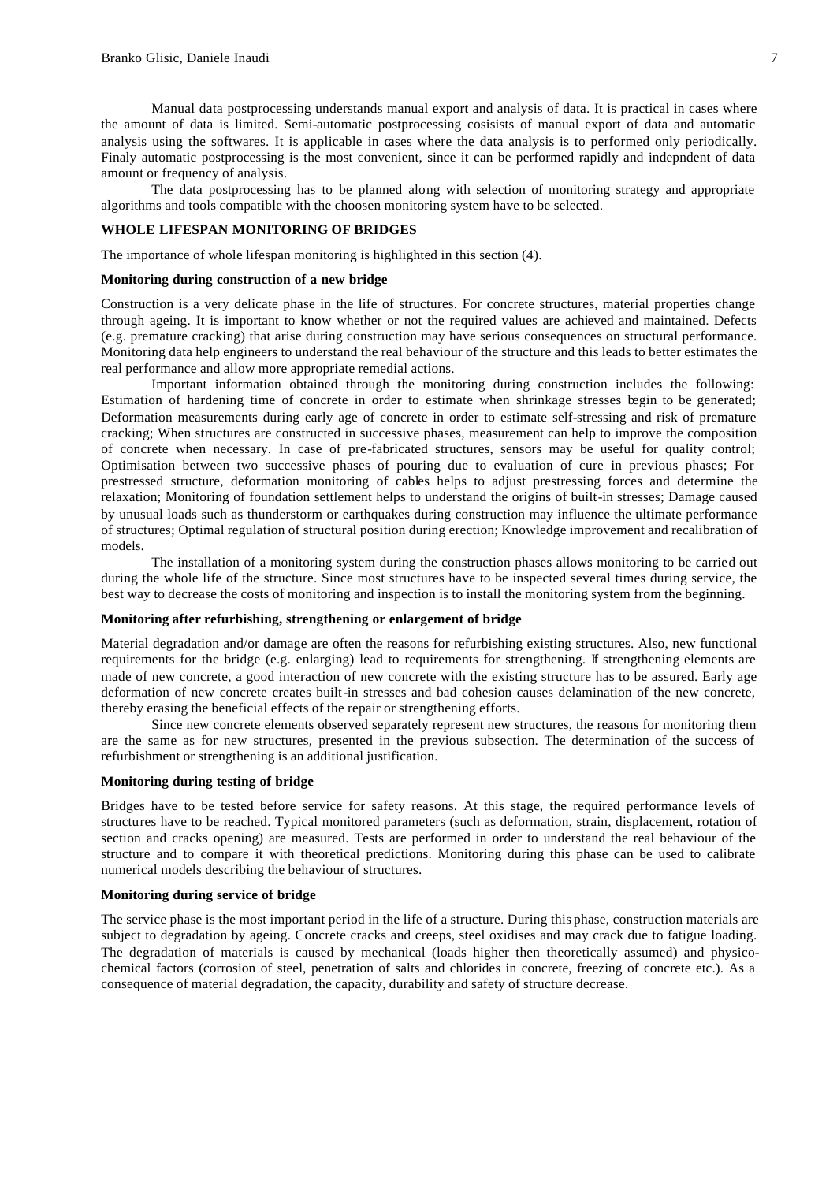Manual data postprocessing understands manual export and analysis of data. It is practical in cases where the amount of data is limited. Semi-automatic postprocessing cosisists of manual export of data and automatic analysis using the softwares. It is applicable in cases where the data analysis is to performed only periodically. Finaly automatic postprocessing is the most convenient, since it can be performed rapidly and indepndent of data amount or frequency of analysis.

The data postprocessing has to be planned along with selection of monitoring strategy and appropriate algorithms and tools compatible with the choosen monitoring system have to be selected.

## WHOLE LIFESPAN MONITORING OF BRIDGES

The importance of whole lifespan monitoring is highlighted in this section (4).

### Monitoring during construction of a new bridge

Construction is a very delicate phase in the life of structures. For concrete structures, material properties change through ageing. It is important to know whether or not the required values are achieved and maintained. Defects (e.g. premature cracking) that arise during construction may have serious consequences on structural performance. Monitoring data help engineers to understand the real behaviour of the structure and this leads to better estimates the real performance and allow more appropriate remedial actions.

Important information obtained through the monitoring during construction includes the following: Estimation of hardening time of concrete in order to estimate when shrinkage stresses begin to be generated; Deformation measurements during early age of concrete in order to estimate self-stressing and risk of premature cracking; When structures are constructed in successive phases, measurement can help to improve the composition of concrete when necessary. In case of pre-fabricated structures, sensors may be useful for quality control; Optimisation between two successive phases of pouring due to evaluation of cure in previous phases; For prestressed structure, deformation monitoring of cables helps to adjust prestressing forces and determine the relaxation; Monitoring of foundation settlement helps to understand the origins of built-in stresses; Damage caused by unusual loads such as thunderstorm or earthquakes during construction may influence the ultimate performance of structures; Optimal regulation of structural position during erection; Knowledge improvement and recalibration of models.

The installation of a monitoring system during the construction phases allows monitoring to be carried out during the whole life of the structure. Since most structures have to be inspected several times during service, the best way to decrease the costs of monitoring and inspection is to install the monitoring system from the beginning.

### Monitoring after refurbishing, strengthening or enlargement of bridge

Material degradation and/or damage are often the reasons for refurbishing existing structures. Also, new functional requirements for the bridge (e.g. enlarging) lead to requirements for strengthening. If strengthening elements are made of new concrete, a good interaction of new concrete with the existing structure has to be assured. Early age deformation of new concrete creates built-in stresses and bad cohesion causes delamination of the new concrete, thereby erasing the beneficial effects of the repair or strengthening efforts.

Since new concrete elements observed separately represent new structures, the reasons for monitoring them are the same as for new structures, presented in the previous subsection. The determination of the success of refurbishment or strengthening is an additional justification.

### Monitoring during testing of bridge

Bridges have to be tested before service for safety reasons. At this stage, the required performance levels of structures have to be reached. Typical monitored parameters (such as deformation, strain, displacement, rotation of section and cracks opening) are measured. Tests are performed in order to understand the real behaviour of the structure and to compare it with theoretical predictions. Monitoring during this phase can be used to calibrate numerical models describing the behaviour of structures.

### Monitoring during service of bridge

The service phase is the most important period in the life of a structure. During this phase, construction materials are subject to degradation by ageing. Concrete cracks and creeps, steel oxidises and may crack due to fatigue loading. The degradation of materials is caused by mechanical (loads higher then theoretically assumed) and physico-chemical factors (corrosion of steel, penetration of salts and chlorides in concrete, freezing of concrete etc.). As a consequence of material degradation, the capacity, durability and safety of structure decrease.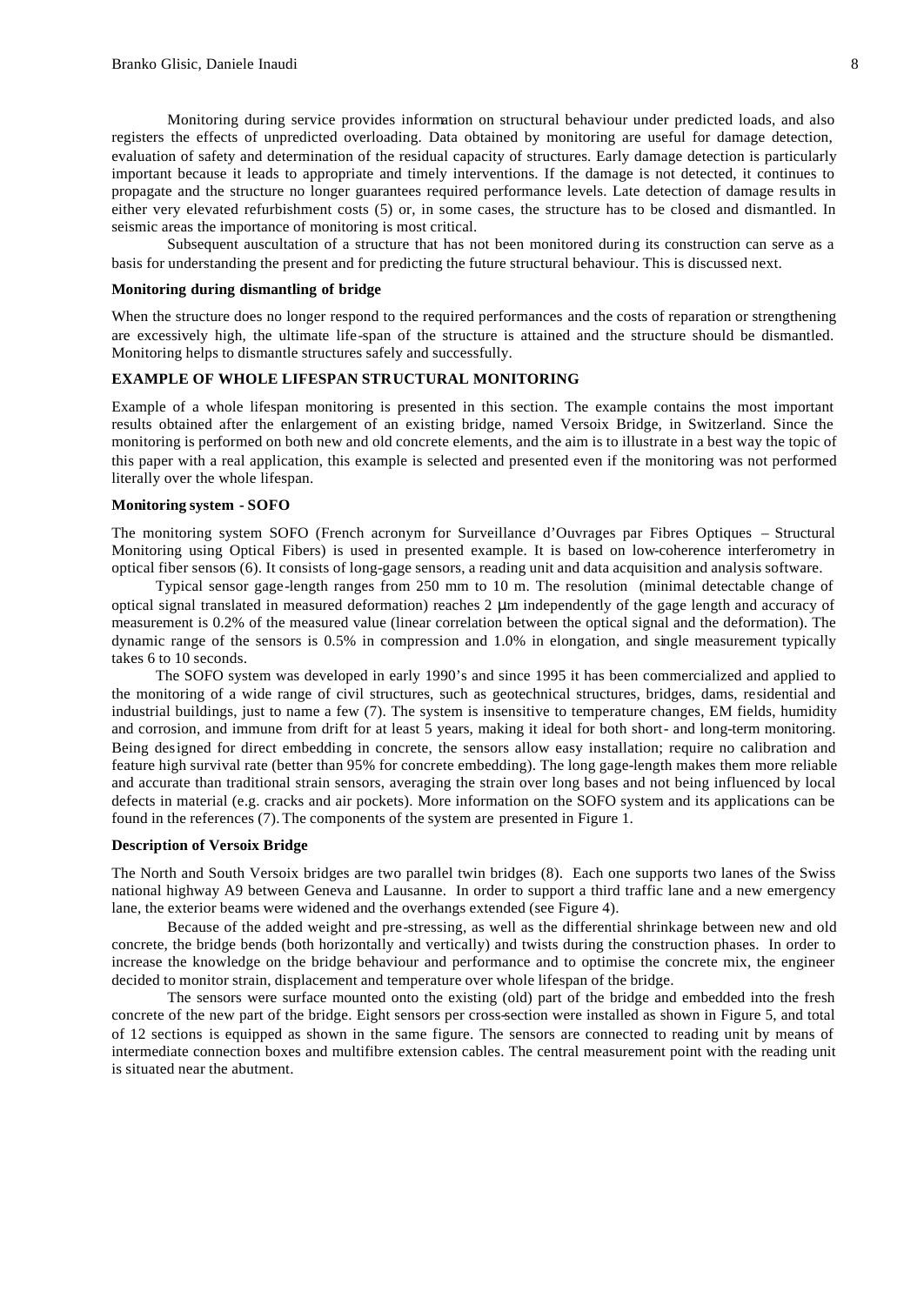Monitoring during service provides information on structural behaviour under predicted loads, and also registers the effects of unpredicted overloading. Data obtained by monitoring are useful for damage detection, evaluation of safety and determination of the residual capacity of structures. Early damage detection is particularly important because it leads to appropriate and timely interventions. If the damage is not detected, it continues to propagate and the structure no longer guarantees required performance levels. Late detection of damage results in either very elevated refurbishment costs (5) or, in some cases, the structure has to be closed and dismantled. In seismic areas the importance of monitoring is most critical.

Subsequent auscultation of a structure that has not been monitored during its construction can serve as a basis for understanding the present and for predicting the future structural behaviour. This is discussed next.

### Monitoring during dismantling of bridge

When the structure does no longer respond to the required performances and the costs of reparation or strengthening are excessively high, the ultimate life-span of the structure is attained and the structure should be dismantled. Monitoring helps to dismantle structures safely and successfully.

## EXAMPLE OF WHOLE LIFESPAN STRUCTURAL MONITORING

Example of a whole lifespan monitoring is presented in this section. The example contains the most important results obtained after the enlargement of an existing bridge, named Versoix Bridge, in Switzerland. Since the monitoring is performed on both new and old concrete elements, and the aim is to illustrate in a best way the topic of this paper with a real application, this example is selected and presented even if the monitoring was not performed literally over the whole lifespan.

### Monitoring system - SOFO

The monitoring system SOFO (French acronym for Surveillance d'Ouvrages par Fibres Optiques – Structural Monitoring using Optical Fibers) is used in presented example. It is based on low-coherence interferometry in optical fiber sensors (6). It consists of long-gage sensors, a reading unit and data acquisition and analysis software.

Typical sensor gage-length ranges from 250 mm to 10 m. The resolution (minimal detectable change of optical signal translated in measured deformation) reaches 2 μm independently of the gage length and accuracy of measurement is 0.2% of the measured value (linear correlation between the optical signal and the deformation). The dynamic range of the sensors is 0.5% in compression and 1.0% in elongation, and single measurement typically takes 6 to 10 seconds.

The SOFO system was developed in early 1990's and since 1995 it has been commercialized and applied to the monitoring of a wide range of civil structures, such as geotechnical structures, bridges, dams, residential and industrial buildings, just to name a few (7). The system is insensitive to temperature changes, EM fields, humidity and corrosion, and immune from drift for at least 5 years, making it ideal for both short- and long-term monitoring. Being designed for direct embedding in concrete, the sensors allow easy installation; require no calibration and feature high survival rate (better than 95% for concrete embedding). The long gage-length makes them more reliable and accurate than traditional strain sensors, averaging the strain over long bases and not being influenced by local defects in material (e.g. cracks and air pockets). More information on the SOFO system and its applications can be found in the references (7). The components of the system are presented in Figure 1.

### Description of Versoix Bridge

The North and South Versoix bridges are two parallel twin bridges (8). Each one supports two lanes of the Swiss national highway A9 between Geneva and Lausanne. In order to support a third traffic lane and a new emergency lane, the exterior beams were widened and the overhangs extended (see Figure 4).

Because of the added weight and pre-stressing, as well as the differential shrinkage between new and old concrete, the bridge bends (both horizontally and vertically) and twists during the construction phases. In order to increase the knowledge on the bridge behaviour and performance and to optimise the concrete mix, the engineer decided to monitor strain, displacement and temperature over whole lifespan of the bridge.

The sensors were surface mounted onto the existing (old) part of the bridge and embedded into the fresh concrete of the new part of the bridge. Eight sensors per cross-section were installed as shown in Figure 5, and total of 12 sections is equipped as shown in the same figure. The sensors are connected to reading unit by means of intermediate connection boxes and multifibre extension cables. The central measurement point with the reading unit is situated near the abutment.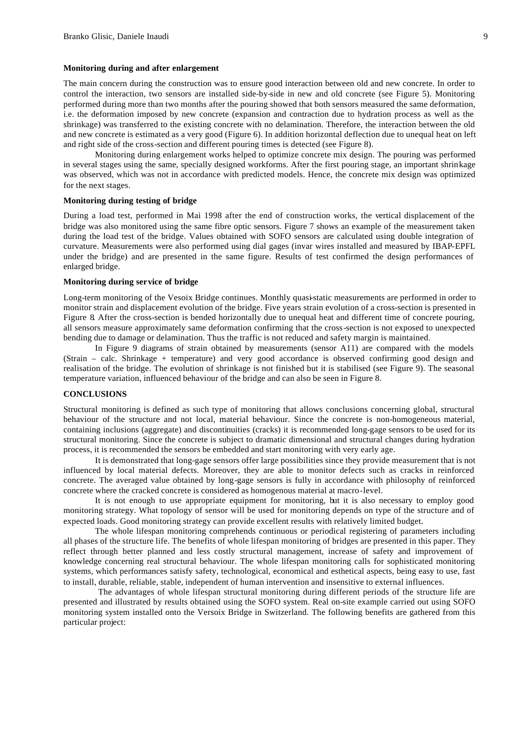**Monitoring during and after enlargement**

The main concern during the construction was to ensure good interaction between old and new concrete. In order to control the interaction, two sensors are installed side-by-side in new and old concrete (see Figure 5). Monitoring performed during more than two months after the pouring showed that both sensors measured the same deformation, i.e. the deformation imposed by new concrete (expansion and contraction due to hydration process as well as the shrinkage) was transferred to the existing concrete with no delamination. Therefore, the interaction between the old and new concrete is estimated as a very good (Figure 6). In addition horizontal deflection due to unequal heat on left and right side of the cross-section and different pouring times is detected (see Figure 8).

Monitoring during enlargement works helped to optimize concrete mix design. The pouring was performed in several stages using the same, specially designed workforms. After the first pouring stage, an important shrinkage was observed, which was not in accordance with predicted models. Hence, the concrete mix design was optimized for the next stages.

**Monitoring during testing of bridge**

During a load test, performed in Mai 1998 after the end of construction works, the vertical displacement of the bridge was also monitored using the same fibre optic sensors. Figure 7 shows an example of the measurement taken during the load test of the bridge. Values obtained with SOFO sensors are calculated using double integration of curvature. Measurements were also performed using dial gages (invar wires installed and measured by IBAP-EPFL under the bridge) and are presented in the same figure. Results of test confirmed the design performances of enlarged bridge.

**Monitoring during service of bridge**

Long-term monitoring of the Vesoix Bridge continues. Monthly quasi-static measurements are performed in order to monitor strain and displacement evolution of the bridge. Five years strain evolution of a cross-section is presented in Figure 8. After the cross-section is bended horizontally due to unequal heat and different time of concrete pouring, all sensors measure approximately same deformation confirming that the cross-section is not exposed to unexpected bending due to damage or delamination. Thus the traffic is not reduced and safety margin is maintained.

In Figure 9 diagrams of strain obtained by measurements (sensor A11) are compared with the models (Strain – calc. Shrinkage + temperature) and very good accordance is observed confirming good design and realisation of the bridge. The evolution of shrinkage is not finished but it is stabilised (see Figure 9). The seasonal temperature variation, influenced behaviour of the bridge and can also be seen in Figure 8.

**CONCLUSIONS**

Structural monitoring is defined as such type of monitoring that allows conclusions concerning global, structural behaviour of the structure and not local, material behaviour. Since the concrete is non-homogeneous material, containing inclusions (aggregate) and discontinuities (cracks) it is recommended long-gage sensors to be used for its structural monitoring. Since the concrete is subject to dramatic dimensional and structural changes during hydration process, it is recommended the sensors be embedded and start monitoring with very early age.

It is demonstrated that long-gage sensors offer large possibilities since they provide measurement that is not influenced by local material defects. Moreover, they are able to monitor defects such as cracks in reinforced concrete. The averaged value obtained by long-gage sensors is fully in accordance with philosophy of reinforced concrete where the cracked concrete is considered as homogenous material at macro-level.

It is not enough to use appropriate equipment for monitoring, but it is also necessary to employ good monitoring strategy. What topology of sensor will be used for monitoring depends on type of the structure and of expected loads. Good monitoring strategy can provide excellent results with relatively limited budget.

The whole lifespan monitoring comprehends continuous or periodical registering of parameters including all phases of the structure life. The benefits of whole lifespan monitoring of bridges are presented in this paper. They reflect through better planned and less costly structural management, increase of safety and improvement of knowledge concerning real structural behaviour. The whole lifespan monitoring calls for sophisticated monitoring systems, which performances satisfy safety, technological, economical and esthetical aspects, being easy to use, fast to install, durable, reliable, stable, independent of human intervention and insensitive to external influences.

The advantages of whole lifespan structural monitoring during different periods of the structure life are presented and illustrated by results obtained using the SOFO system. Real on-site example carried out using SOFO monitoring system installed onto the Versoix Bridge in Switzerland. The following benefits are gathered from this particular project: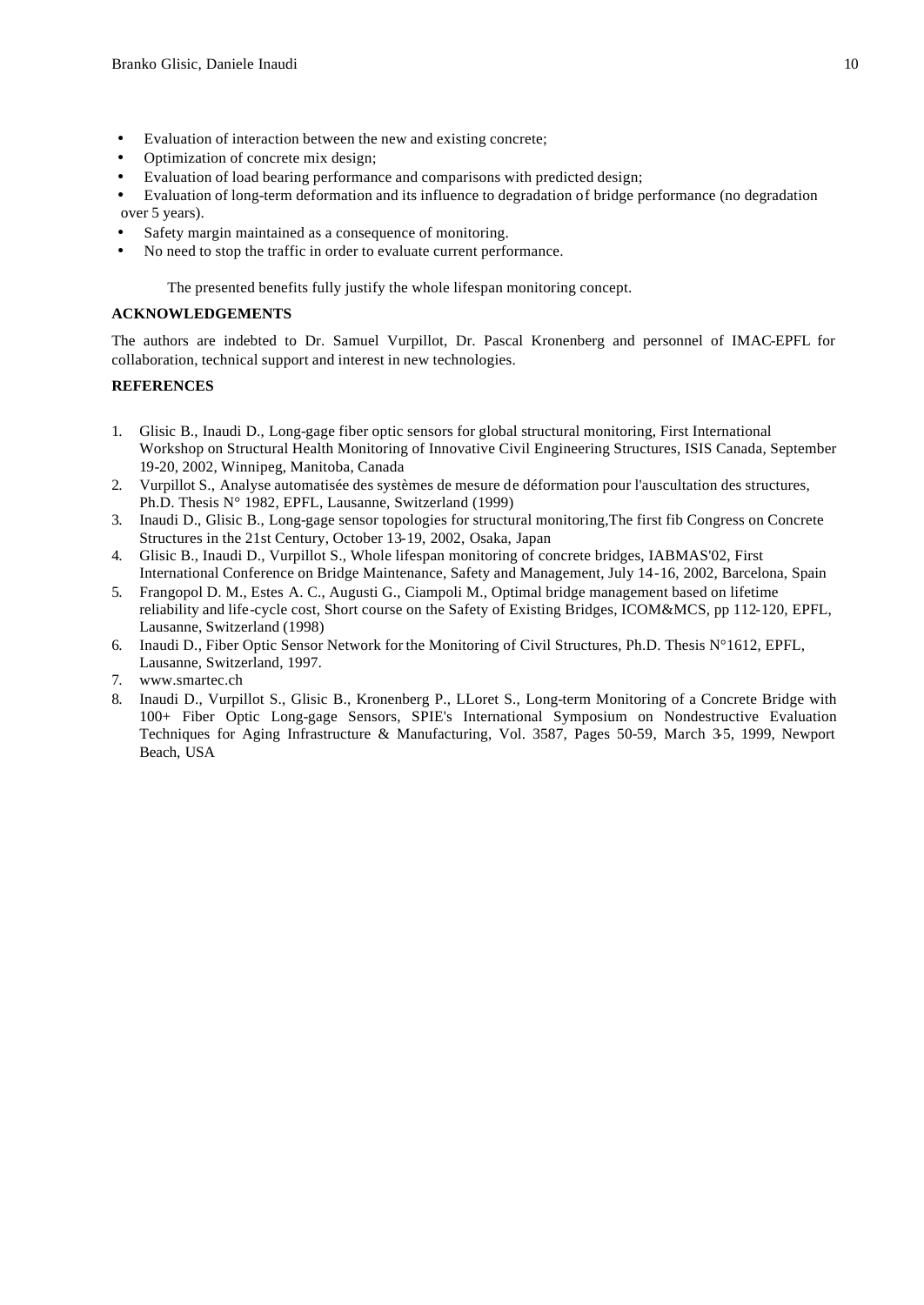- Evaluation of interaction between the new and existing concrete;
- Optimization of concrete mix design;
- Evaluation of load bearing performance and comparisons with predicted design;
- Evaluation of long-term deformation and its influence to degradation of bridge performance (no degradation over 5 years).
- Safety margin maintained as a consequence of monitoring.
- No need to stop the traffic in order to evaluate current performance.

The presented benefits fully justify the whole lifespan monitoring concept.

## ACKNOWLEDGEMENTS

The authors are indebted to Dr. Samuel Vurpillot, Dr. Pascal Kronenberg and personnel of IMAC-EPFL for collaboration, technical support and interest in new technologies.

## REFERENCES

1. Glisic B., Inaudi D., Long-gage fiber optic sensors for global structural monitoring, First International Workshop on Structural Health Monitoring of Innovative Civil Engineering Structures, ISIS Canada, September 19-20, 2002, Winnipeg, Manitoba, Canada
2. Vurpillot S., Analyse automatisée des systèmes de mesure de déformation pour l'auscultation des structures, Ph.D. Thesis N° 1982, EPFL, Lausanne, Switzerland (1999)
3. Inaudi D., Glisic B., Long-gage sensor topologies for structural monitoring,The first fib Congress on Concrete Structures in the 21st Century, October 13-19, 2002, Osaka, Japan
4. Glisic B., Inaudi D., Vurpillot S., Whole lifespan monitoring of concrete bridges, IABMAS'02, First International Conference on Bridge Maintenance, Safety and Management, July 14-16, 2002, Barcelona, Spain
5. Frangopol D. M., Estes A. C., Augusti G., Ciampoli M., Optimal bridge management based on lifetime reliability and life-cycle cost, Short course on the Safety of Existing Bridges, ICOM&MCS, pp 112-120, EPFL, Lausanne, Switzerland (1998)
6. Inaudi D., Fiber Optic Sensor Network for the Monitoring of Civil Structures, Ph.D. Thesis N°1612, EPFL, Lausanne, Switzerland, 1997.
7. www.smartec.ch
8. Inaudi D., Vurpillot S., Glisic B., Kronenberg P., LLoret S., Long-term Monitoring of a Concrete Bridge with 100+ Fiber Optic Long-gage Sensors, SPIE's International Symposium on Nondestructive Evaluation Techniques for Aging Infrastructure & Manufacturing, Vol. 3587, Pages 50-59, March 3-5, 1999, Newport Beach, USA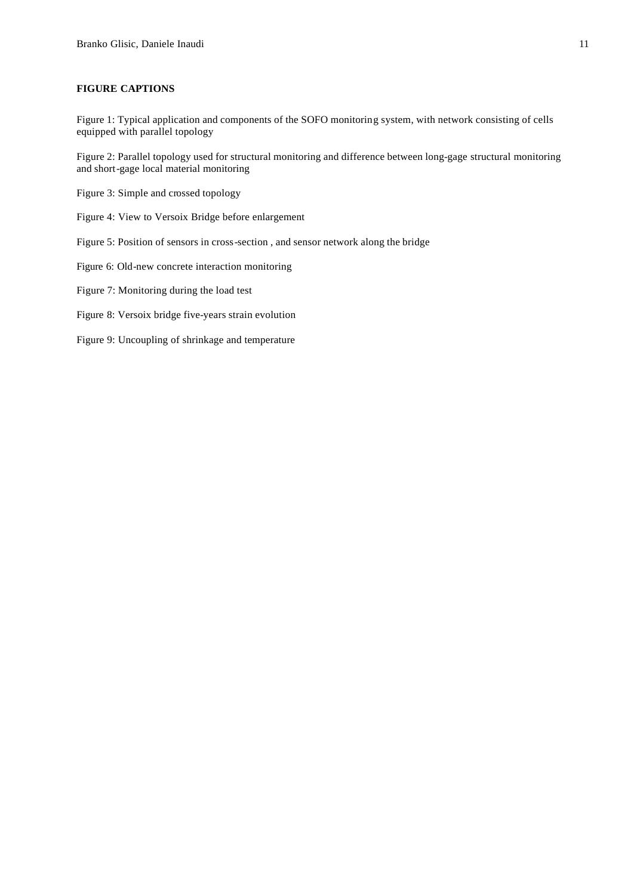**FIGURE CAPTIONS**

Figure 1: Typical application and components of the SOFO monitoring system, with network consisting of cells equipped with parallel topology

Figure 2: Parallel topology used for structural monitoring and difference between long-gage structural monitoring and short-gage local material monitoring

Figure 3: Simple and crossed topology

Figure 4: View to Versoix Bridge before enlargement

Figure 5: Position of sensors in cross-section , and sensor network along the bridge

Figure 6: Old-new concrete interaction monitoring

Figure 7: Monitoring during the load test

Figure 8: Versoix bridge five-years strain evolution

Figure 9: Uncoupling of shrinkage and temperature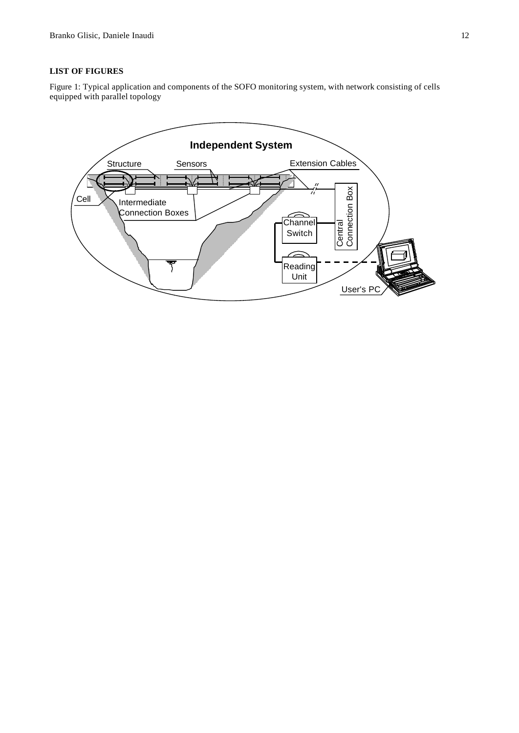**LIST OF FIGURES**

Figure 1: Typical application and components of the SOFO monitoring system, with network consisting of cells equipped with parallel topology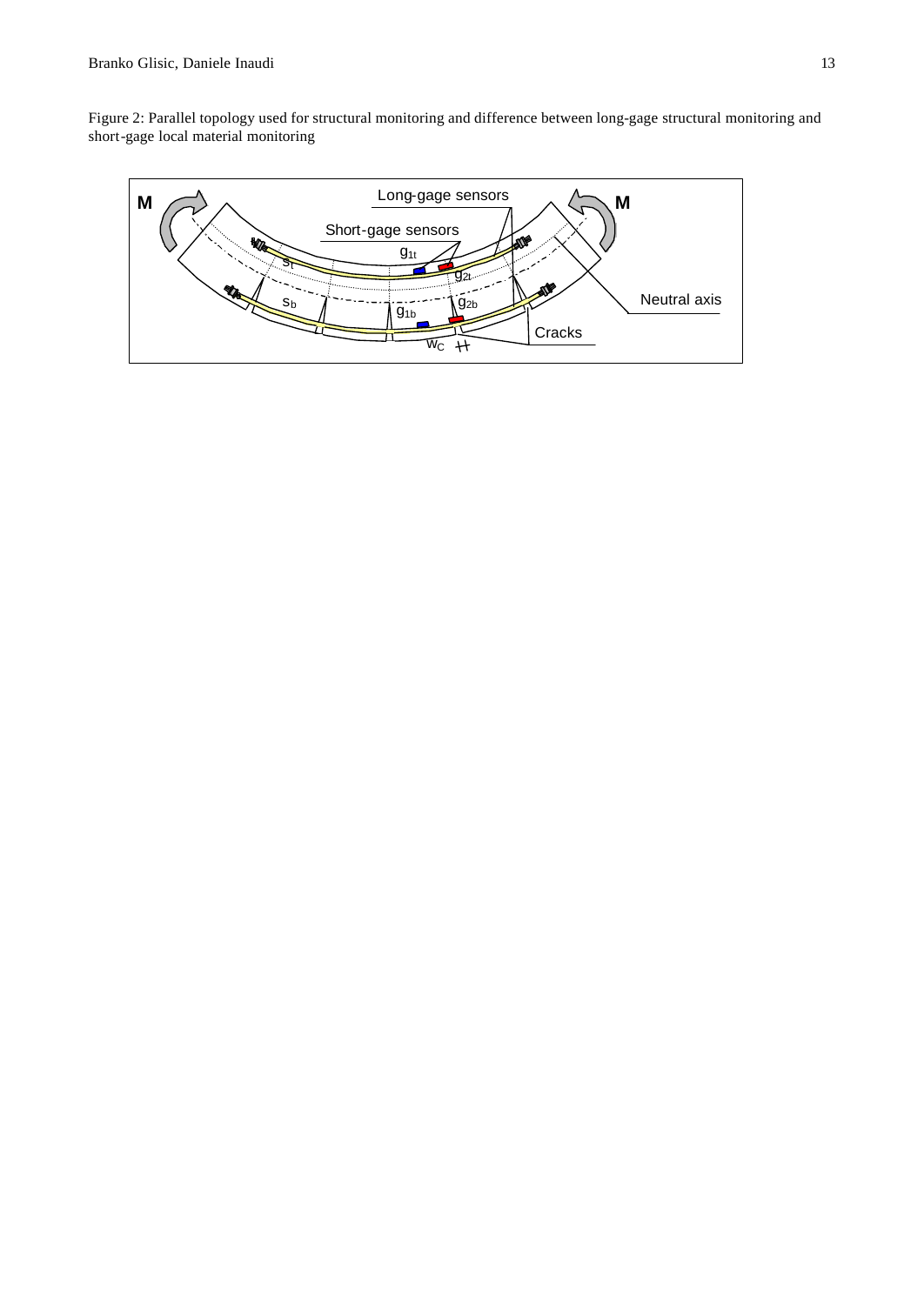Figure 2: Parallel topology used for structural monitoring and difference between long-gage structural monitoring and short-gage local material monitoring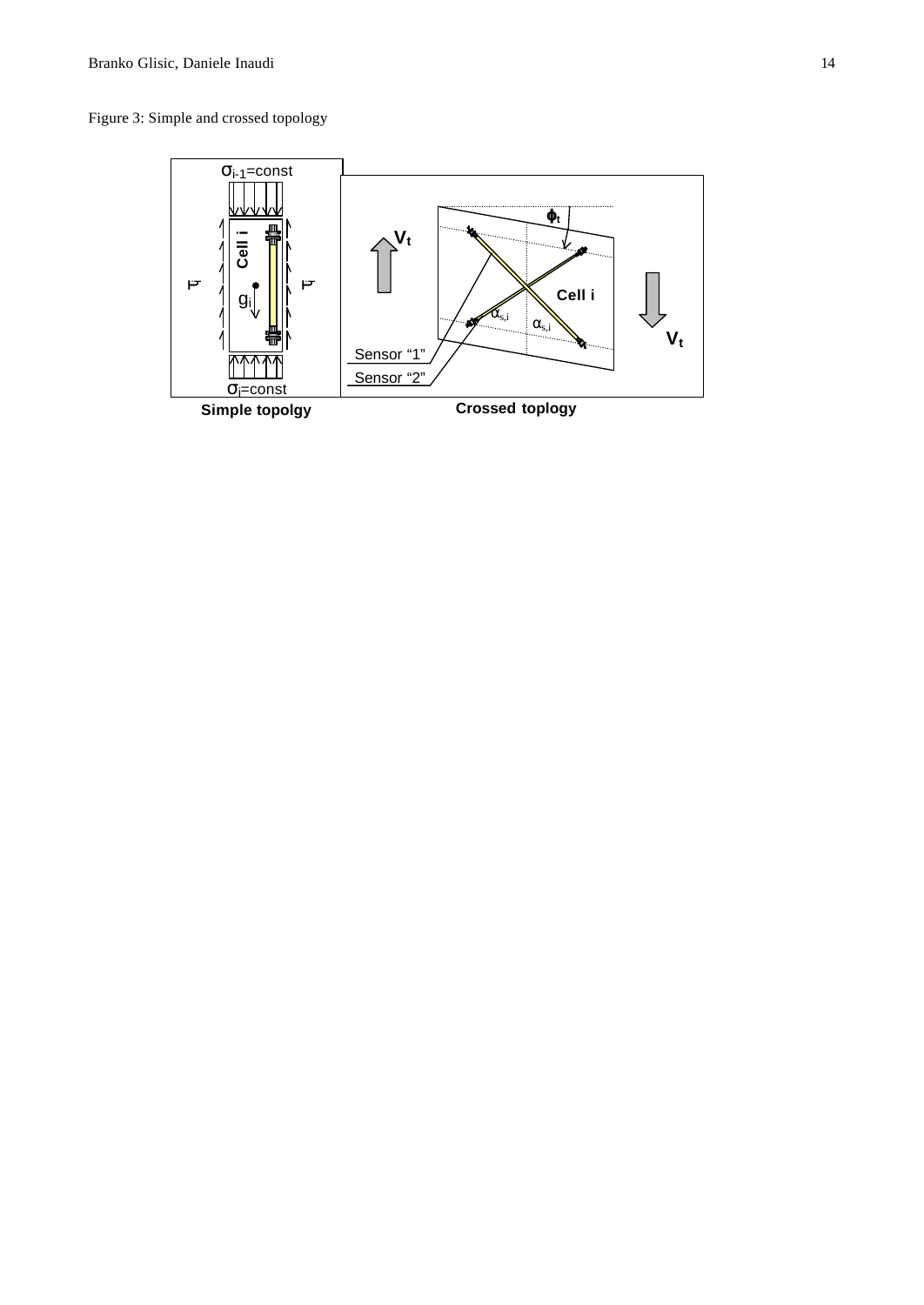Figure 3: Simple and crossed topology

$\sigma_{i-1}$=const

Cell i

$g_i$

$\tau$

$\tau$

$\sigma_i$=const

Simple topolgy

$V_t$

$\phi_t$

Cell i

$\alpha_{s,i}$

$\alpha_{s,i}$

$V_t$

Sensor "1"

Sensor "2"

Crossed toplogy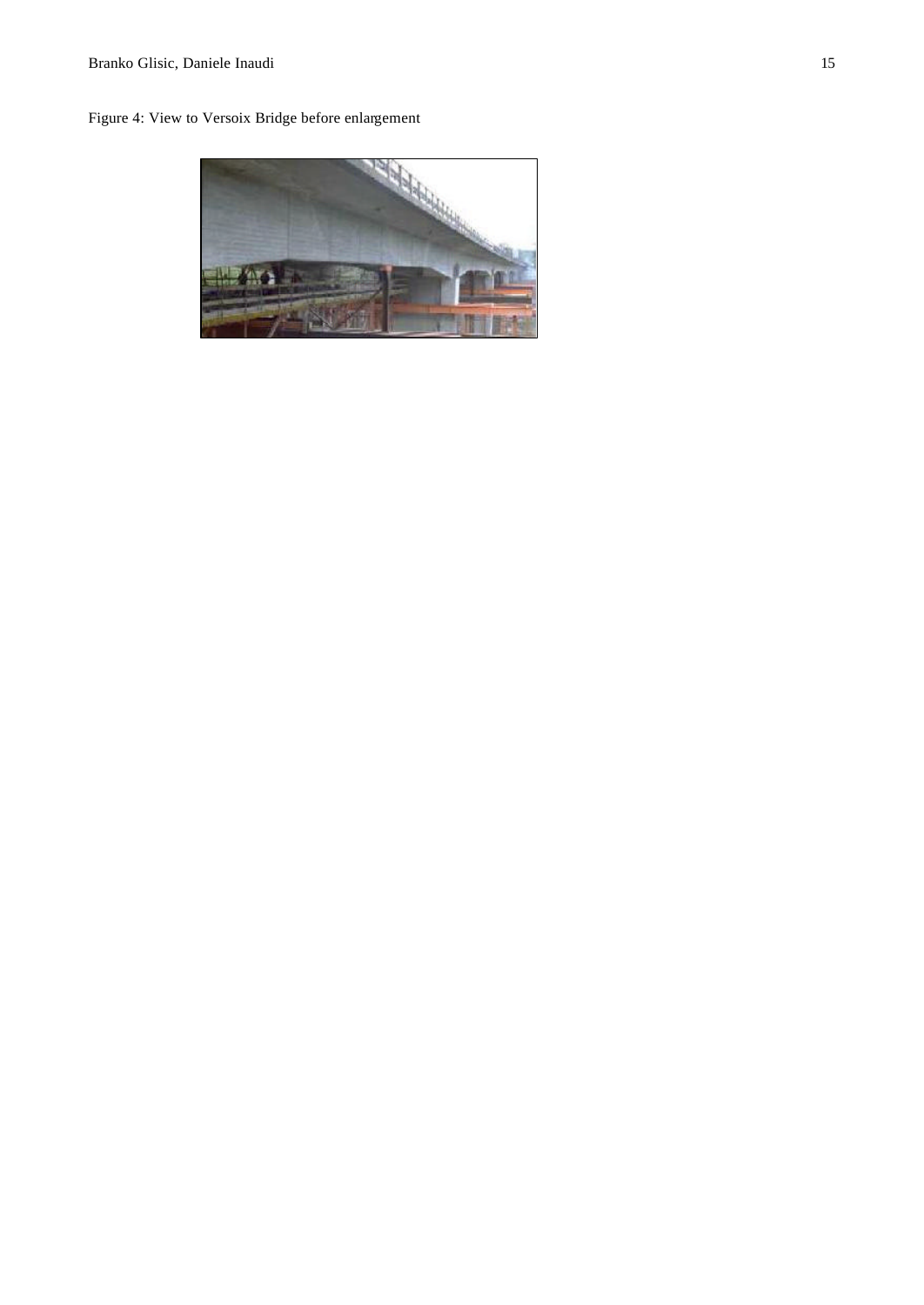Figure 4: View to Versoix Bridge before enlargement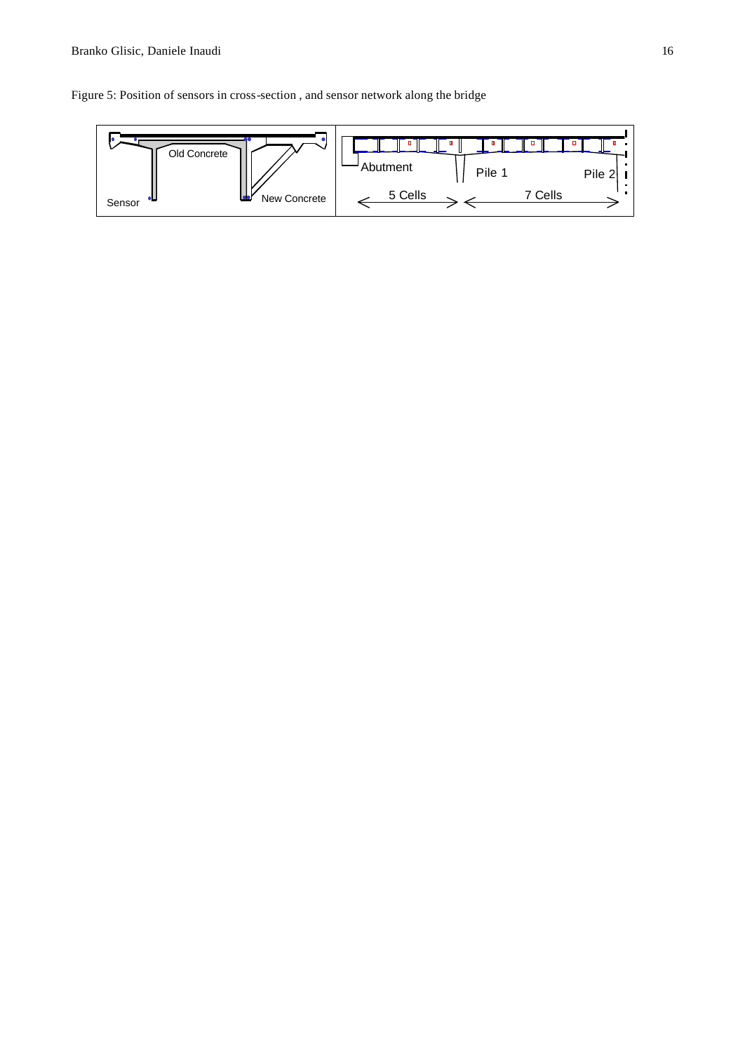Figure 5: Position of sensors in cross-section , and sensor network along the bridge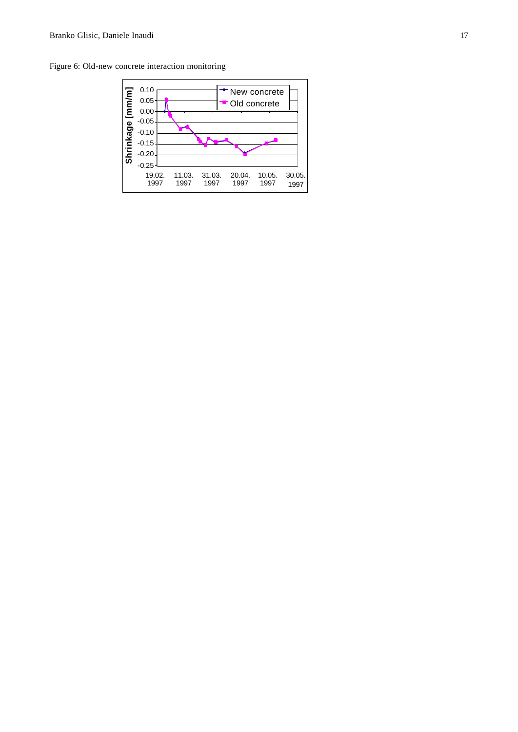Figure 6: Old-new concrete interaction monitoring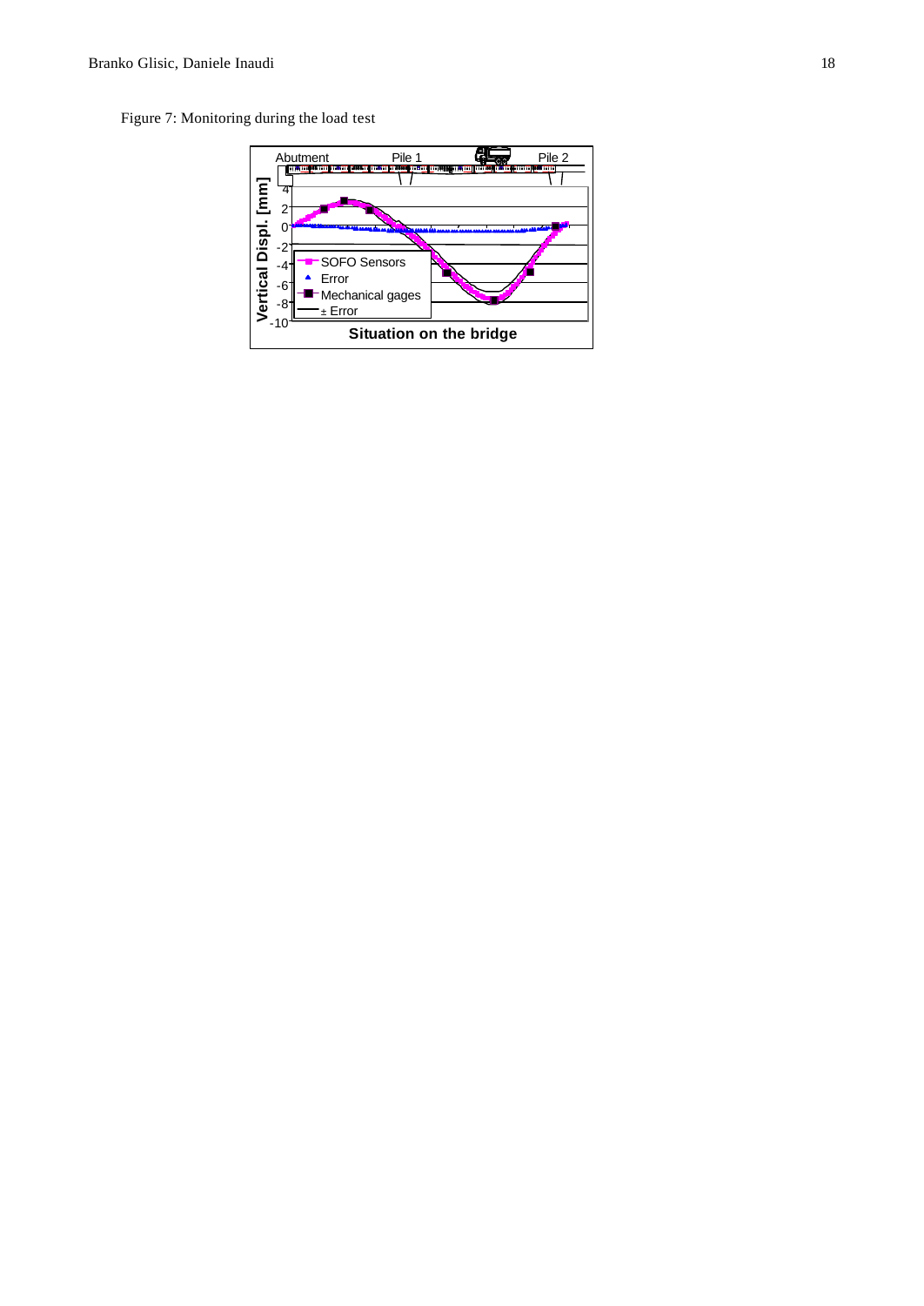Figure 7: Monitoring during the load test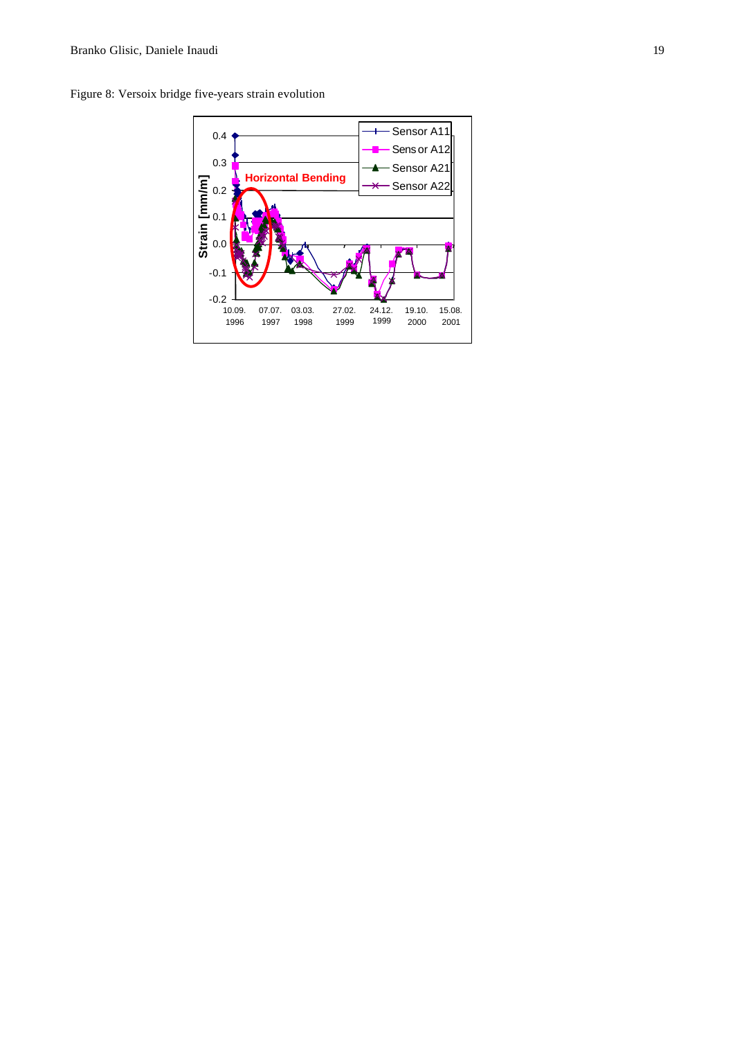Figure 8: Versoix bridge five-years strain evolution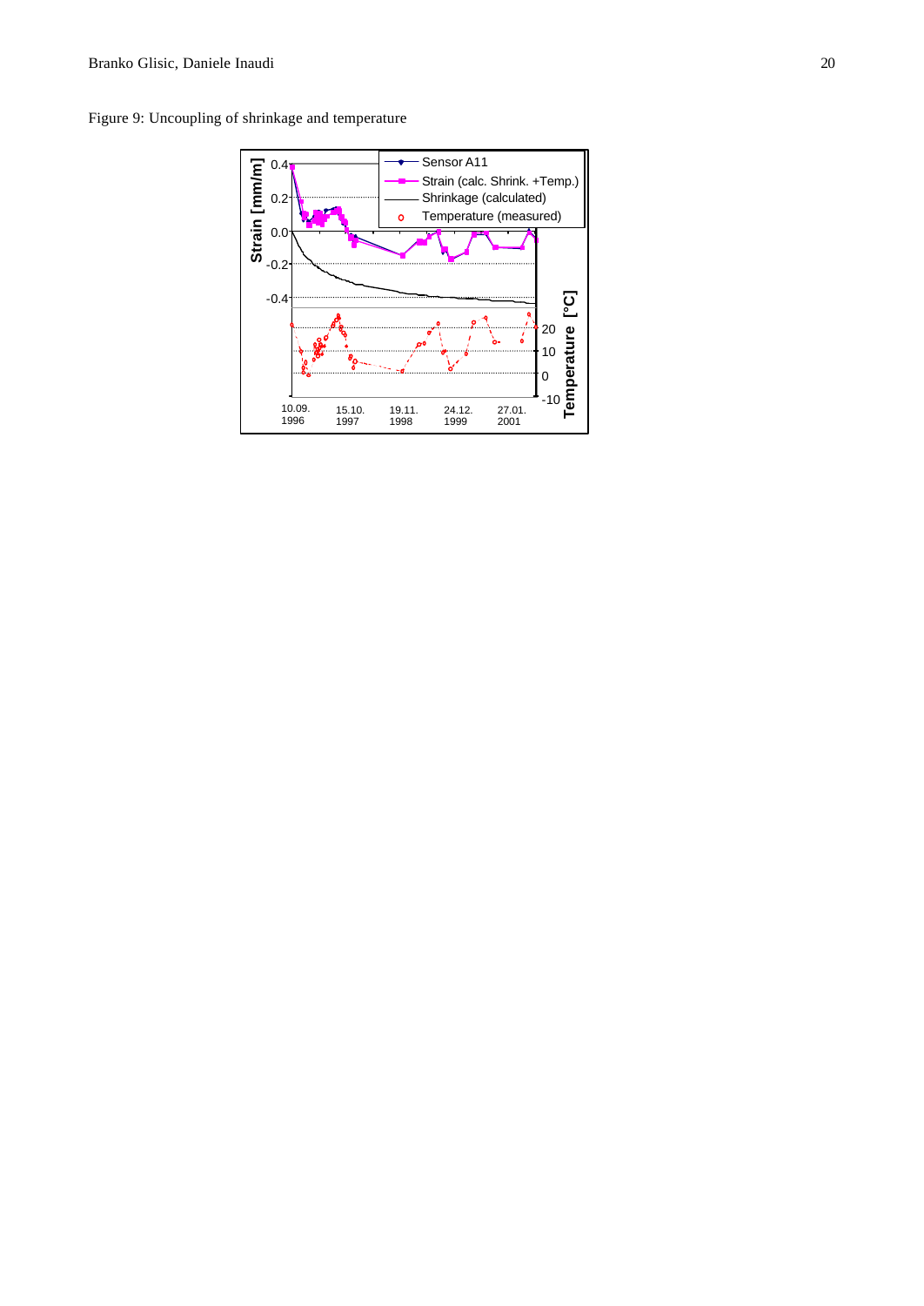Figure 9: Uncoupling of shrinkage and temperature

Strain [mm/m]

0.4
0.2
0.0
-0.2
-0.4

Sensor A11
Strain (calc. Shrink. +Temp.)
Shrinkage (calculated)
Temperature (measured)

Temperature [°C]

20
10
0
-10

10.09.
1996

15.10.
1997

19.11.
1998

24.12.
1999

27.01.
2001